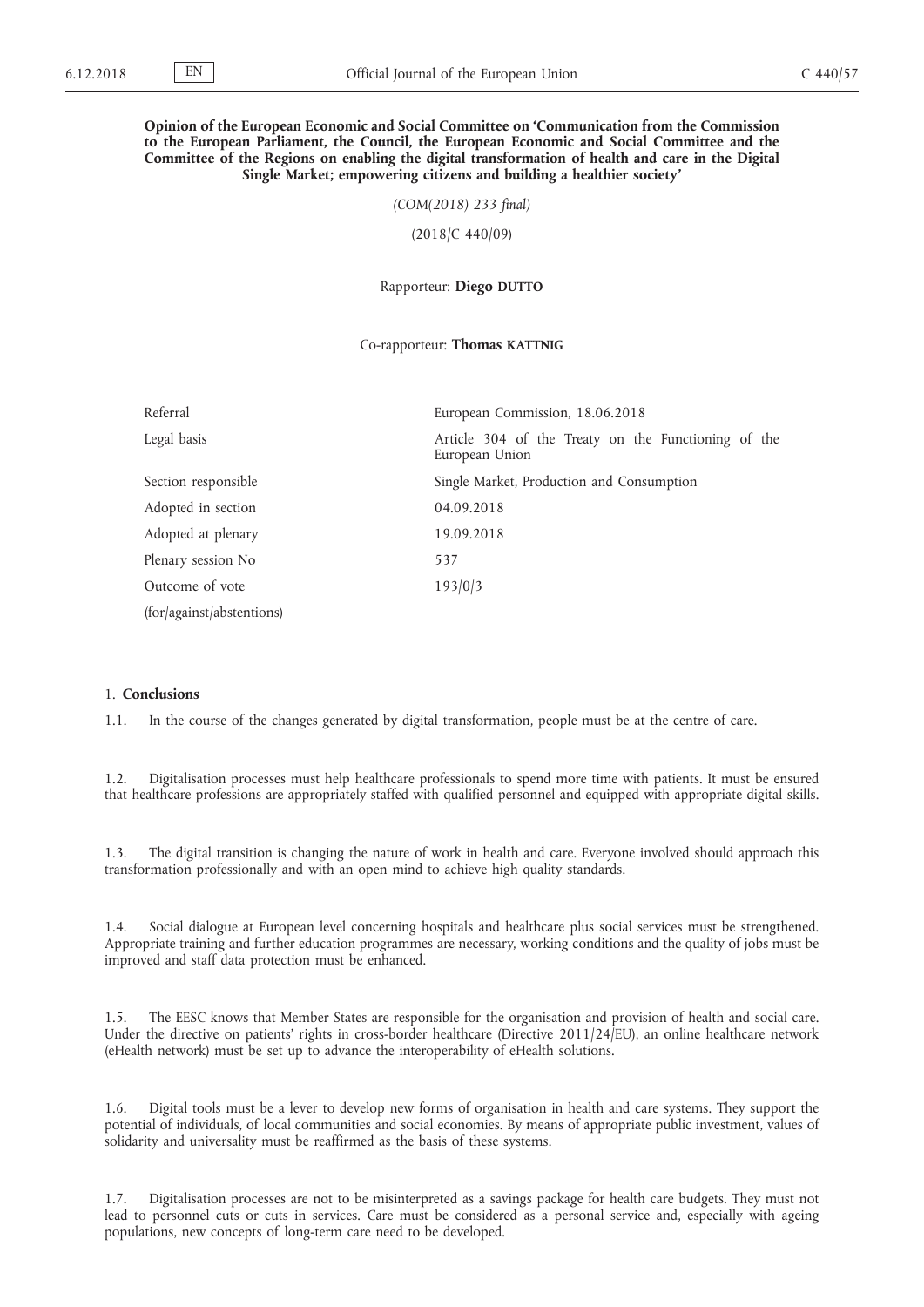**Opinion of the European Economic and Social Committee on 'Communication from the Commission to the European Parliament, the Council, the European Economic and Social Committee and the Committee of the Regions on enabling the digital transformation of health and care in the Digital Single Market; empowering citizens and building a healthier society'**

*(COM(2018) 233 final)*

(2018/C 440/09)

Rapporteur: **Diego DUTTO**

Co-rapporteur: **Thomas KATTNIG**

| | |
|---|---|
| Referral | European Commission, 18.06.2018 |
| Legal basis | Article 304 of the Treaty on the Functioning of the European Union |
| Section responsible | Single Market, Production and Consumption |
| Adopted in section | 04.09.2018 |
| Adopted at plenary | 19.09.2018 |
| Plenary session No | 537 |
| Outcome of vote (for/against/abstentions) | 193/0/3 |

## 1. **Conclusions**

1.1. In the course of the changes generated by digital transformation, people must be at the centre of care.

1.2. Digitalisation processes must help healthcare professionals to spend more time with patients. It must be ensured that healthcare professions are appropriately staffed with qualified personnel and equipped with appropriate digital skills.

1.3. The digital transition is changing the nature of work in health and care. Everyone involved should approach this transformation professionally and with an open mind to achieve high quality standards.

1.4. Social dialogue at European level concerning hospitals and healthcare plus social services must be strengthened. Appropriate training and further education programmes are necessary, working conditions and the quality of jobs must be improved and staff data protection must be enhanced.

1.5. The EESC knows that Member States are responsible for the organisation and provision of health and social care. Under the directive on patients' rights in cross-border healthcare (Directive 2011/24/EU), an online healthcare network (eHealth network) must be set up to advance the interoperability of eHealth solutions.

1.6. Digital tools must be a lever to develop new forms of organisation in health and care systems. They support the potential of individuals, of local communities and social economies. By means of appropriate public investment, values of solidarity and universality must be reaffirmed as the basis of these systems.

1.7. Digitalisation processes are not to be misinterpreted as a savings package for health care budgets. They must not lead to personnel cuts or cuts in services. Care must be considered as a personal service and, especially with ageing populations, new concepts of long-term care need to be developed.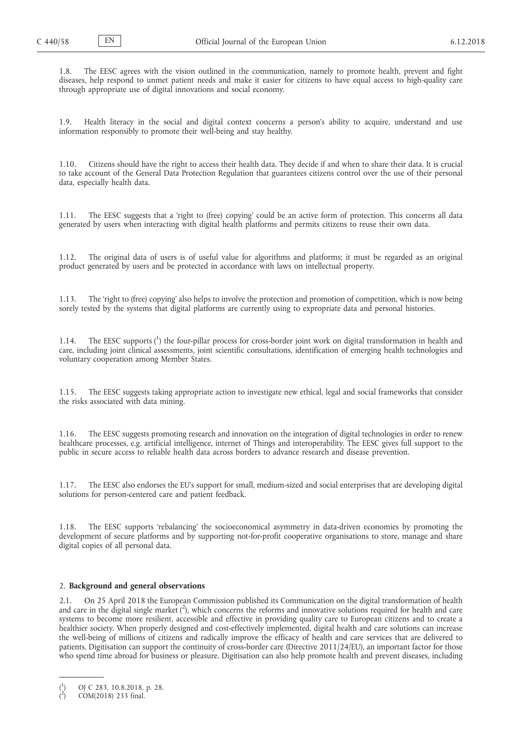1.8. The EESC agrees with the vision outlined in the communication, namely to promote health, prevent and fight diseases, help respond to unmet patient needs and make it easier for citizens to have equal access to high-quality care through appropriate use of digital innovations and social economy.

1.9. Health literacy in the social and digital context concerns a person's ability to acquire, understand and use information responsibly to promote their well-being and stay healthy.

1.10. Citizens should have the right to access their health data. They decide if and when to share their data. It is crucial to take account of the General Data Protection Regulation that guarantees citizens control over the use of their personal data, especially health data.

1.11. The EESC suggests that a 'right to (free) copying' could be an active form of protection. This concerns all data generated by users when interacting with digital health platforms and permits citizens to reuse their own data.

1.12. The original data of users is of useful value for algorithms and platforms; it must be regarded as an original product generated by users and be protected in accordance with laws on intellectual property.

1.13. The 'right to (free) copying' also helps to involve the protection and promotion of competition, which is now being sorely tested by the systems that digital platforms are currently using to expropriate data and personal histories.

1.14. The EESC supports [1] the four-pillar process for cross-border joint work on digital transformation in health and care, including joint clinical assessments, joint scientific consultations, identification of emerging health technologies and voluntary cooperation among Member States.

1.15. The EESC suggests taking appropriate action to investigate new ethical, legal and social frameworks that consider the risks associated with data mining.

1.16. The EESC suggests promoting research and innovation on the integration of digital technologies in order to renew healthcare processes, e.g. artificial intelligence, internet of Things and interoperability. The EESC gives full support to the public in secure access to reliable health data across borders to advance research and disease prevention.

1.17. The EESC also endorses the EU's support for small, medium-sized and social enterprises that are developing digital solutions for person-centered care and patient feedback.

1.18. The EESC supports 'rebalancing' the socioeconomical asymmetry in data-driven economies by promoting the development of secure platforms and by supporting not-for-profit cooperative organisations to store, manage and share digital copies of all personal data.

## 2. **Background and general observations**

2.1. On 25 April 2018 the European Commission published its Communication on the digital transformation of health and care in the digital single market [2], which concerns the reforms and innovative solutions required for health and care systems to become more resilient, accessible and effective in providing quality care to European citizens and to create a healthier society. When properly designed and cost-effectively implemented, digital health and care solutions can increase the well-being of millions of citizens and radically improve the efficacy of health and care services that are delivered to patients. Digitisation can support the continuity of cross-border care (Directive 2011/24/EU), an important factor for those who spend time abroad for business or pleasure. Digitisation can also help promote health and prevent diseases, including

---

[1] OJ C 283, 10.8.2018, p. 28.

[2] COM(2018) 233 final.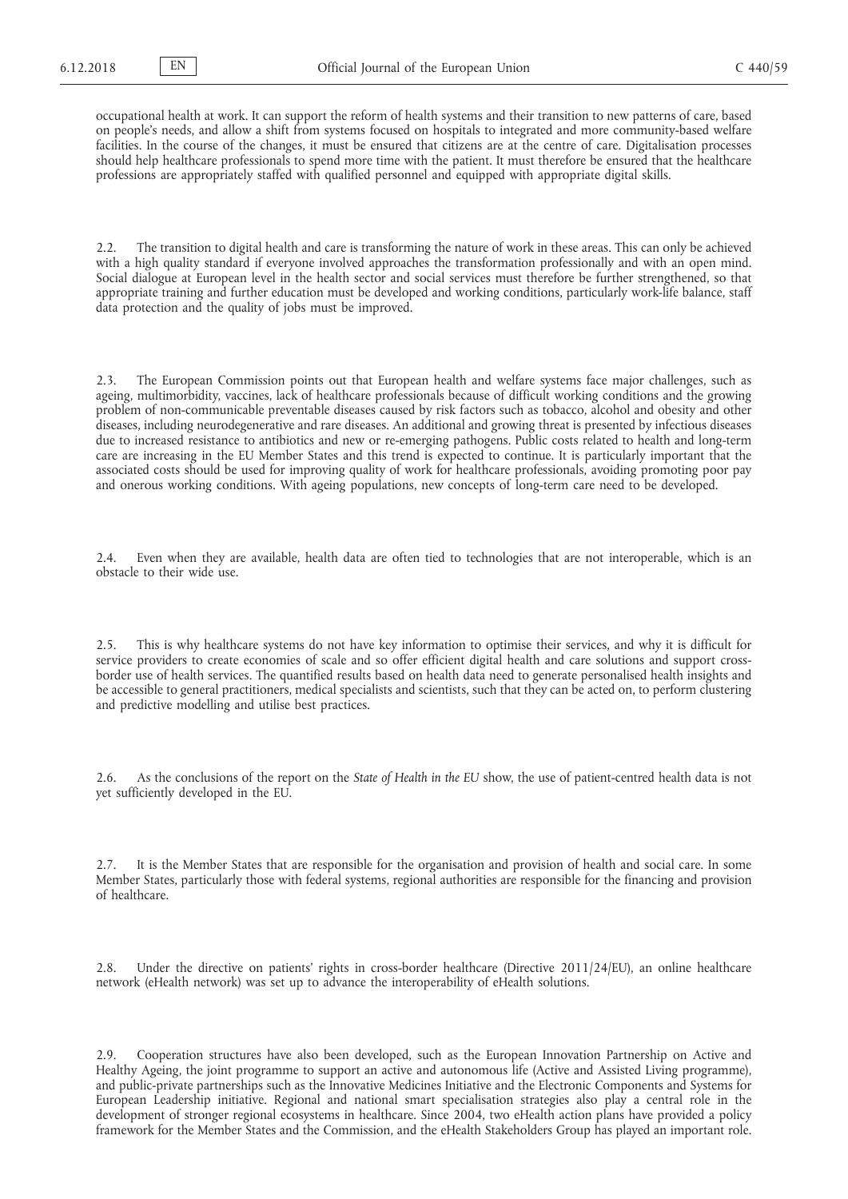occupational health at work. It can support the reform of health systems and their transition to new patterns of care, based on people's needs, and allow a shift from systems focused on hospitals to integrated and more community-based welfare facilities. In the course of the changes, it must be ensured that citizens are at the centre of care. Digitalisation processes should help healthcare professionals to spend more time with the patient. It must therefore be ensured that the healthcare professions are appropriately staffed with qualified personnel and equipped with appropriate digital skills.

2.2. The transition to digital health and care is transforming the nature of work in these areas. This can only be achieved with a high quality standard if everyone involved approaches the transformation professionally and with an open mind. Social dialogue at European level in the health sector and social services must therefore be further strengthened, so that appropriate training and further education must be developed and working conditions, particularly work-life balance, staff data protection and the quality of jobs must be improved.

2.3. The European Commission points out that European health and welfare systems face major challenges, such as ageing, multimorbidity, vaccines, lack of healthcare professionals because of difficult working conditions and the growing problem of non-communicable preventable diseases caused by risk factors such as tobacco, alcohol and obesity and other diseases, including neurodegenerative and rare diseases. An additional and growing threat is presented by infectious diseases due to increased resistance to antibiotics and new or re-emerging pathogens. Public costs related to health and long-term care are increasing in the EU Member States and this trend is expected to continue. It is particularly important that the associated costs should be used for improving quality of work for healthcare professionals, avoiding promoting poor pay and onerous working conditions. With ageing populations, new concepts of long-term care need to be developed.

2.4. Even when they are available, health data are often tied to technologies that are not interoperable, which is an obstacle to their wide use.

2.5. This is why healthcare systems do not have key information to optimise their services, and why it is difficult for service providers to create economies of scale and so offer efficient digital health and care solutions and support cross-border use of health services. The quantified results based on health data need to generate personalised health insights and be accessible to general practitioners, medical specialists and scientists, such that they can be acted on, to perform clustering and predictive modelling and utilise best practices.

2.6. As the conclusions of the report on the *State of Health in the EU* show, the use of patient-centred health data is not yet sufficiently developed in the EU.

2.7. It is the Member States that are responsible for the organisation and provision of health and social care. In some Member States, particularly those with federal systems, regional authorities are responsible for the financing and provision of healthcare.

2.8. Under the directive on patients' rights in cross-border healthcare (Directive 2011/24/EU), an online healthcare network (eHealth network) was set up to advance the interoperability of eHealth solutions.

2.9. Cooperation structures have also been developed, such as the European Innovation Partnership on Active and Healthy Ageing, the joint programme to support an active and autonomous life (Active and Assisted Living programme), and public-private partnerships such as the Innovative Medicines Initiative and the Electronic Components and Systems for European Leadership initiative. Regional and national smart specialisation strategies also play a central role in the development of stronger regional ecosystems in healthcare. Since 2004, two eHealth action plans have provided a policy framework for the Member States and the Commission, and the eHealth Stakeholders Group has played an important role.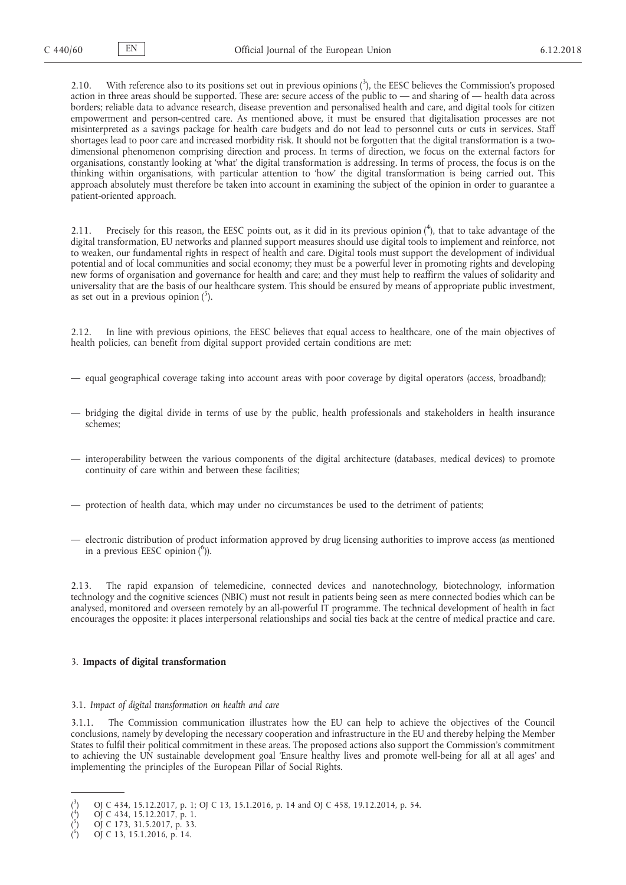2.10. With reference also to its positions set out in previous opinions ([3]), the EESC believes the Commission's proposed action in three areas should be supported. These are: secure access of the public to — and sharing of — health data across borders; reliable data to advance research, disease prevention and personalised health and care, and digital tools for citizen empowerment and person-centred care. As mentioned above, it must be ensured that digitalisation processes are not misinterpreted as a savings package for health care budgets and do not lead to personnel cuts or cuts in services. Staff shortages lead to poor care and increased morbidity risk. It should not be forgotten that the digital transformation is a two-dimensional phenomenon comprising direction and process. In terms of direction, we focus on the external factors for organisations, constantly looking at 'what' the digital transformation is addressing. In terms of process, the focus is on the thinking within organisations, with particular attention to 'how' the digital transformation is being carried out. This approach absolutely must therefore be taken into account in examining the subject of the opinion in order to guarantee a patient-oriented approach.

2.11. Precisely for this reason, the EESC points out, as it did in its previous opinion ([4]), that to take advantage of the digital transformation, EU networks and planned support measures should use digital tools to implement and reinforce, not to weaken, our fundamental rights in respect of health and care. Digital tools must support the development of individual potential and of local communities and social economy; they must be a powerful lever in promoting rights and developing new forms of organisation and governance for health and care; and they must help to reaffirm the values of solidarity and universality that are the basis of our healthcare system. This should be ensured by means of appropriate public investment, as set out in a previous opinion ([5]).

2.12. In line with previous opinions, the EESC believes that equal access to healthcare, one of the main objectives of health policies, can benefit from digital support provided certain conditions are met:

— equal geographical coverage taking into account areas with poor coverage by digital operators (access, broadband);

— bridging the digital divide in terms of use by the public, health professionals and stakeholders in health insurance schemes;

— interoperability between the various components of the digital architecture (databases, medical devices) to promote continuity of care within and between these facilities;

— protection of health data, which may under no circumstances be used to the detriment of patients;

— electronic distribution of product information approved by drug licensing authorities to improve access (as mentioned in a previous EESC opinion ([6])).

2.13. The rapid expansion of telemedicine, connected devices and nanotechnology, biotechnology, information technology and the cognitive sciences (NBIC) must not result in patients being seen as mere connected bodies which can be analysed, monitored and overseen remotely by an all-powerful IT programme. The technical development of health in fact encourages the opposite: it places interpersonal relationships and social ties back at the centre of medical practice and care.

## 3. **Impacts of digital transformation**

### 3.1. *Impact of digital transformation on health and care*

3.1.1. The Commission communication illustrates how the EU can help to achieve the objectives of the Council conclusions, namely by developing the necessary cooperation and infrastructure in the EU and thereby helping the Member States to fulfil their political commitment in these areas. The proposed actions also support the Commission's commitment to achieving the UN sustainable development goal 'Ensure healthy lives and promote well-being for all at all ages' and implementing the principles of the European Pillar of Social Rights.

---

([3]) OJ C 434, 15.12.2017, p. 1; OJ C 13, 15.1.2016, p. 14 and OJ C 458, 19.12.2014, p. 54.

([4]) OJ C 434, 15.12.2017, p. 1.

([5]) OJ C 173, 31.5.2017, p. 33.

([6]) OJ C 13, 15.1.2016, p. 14.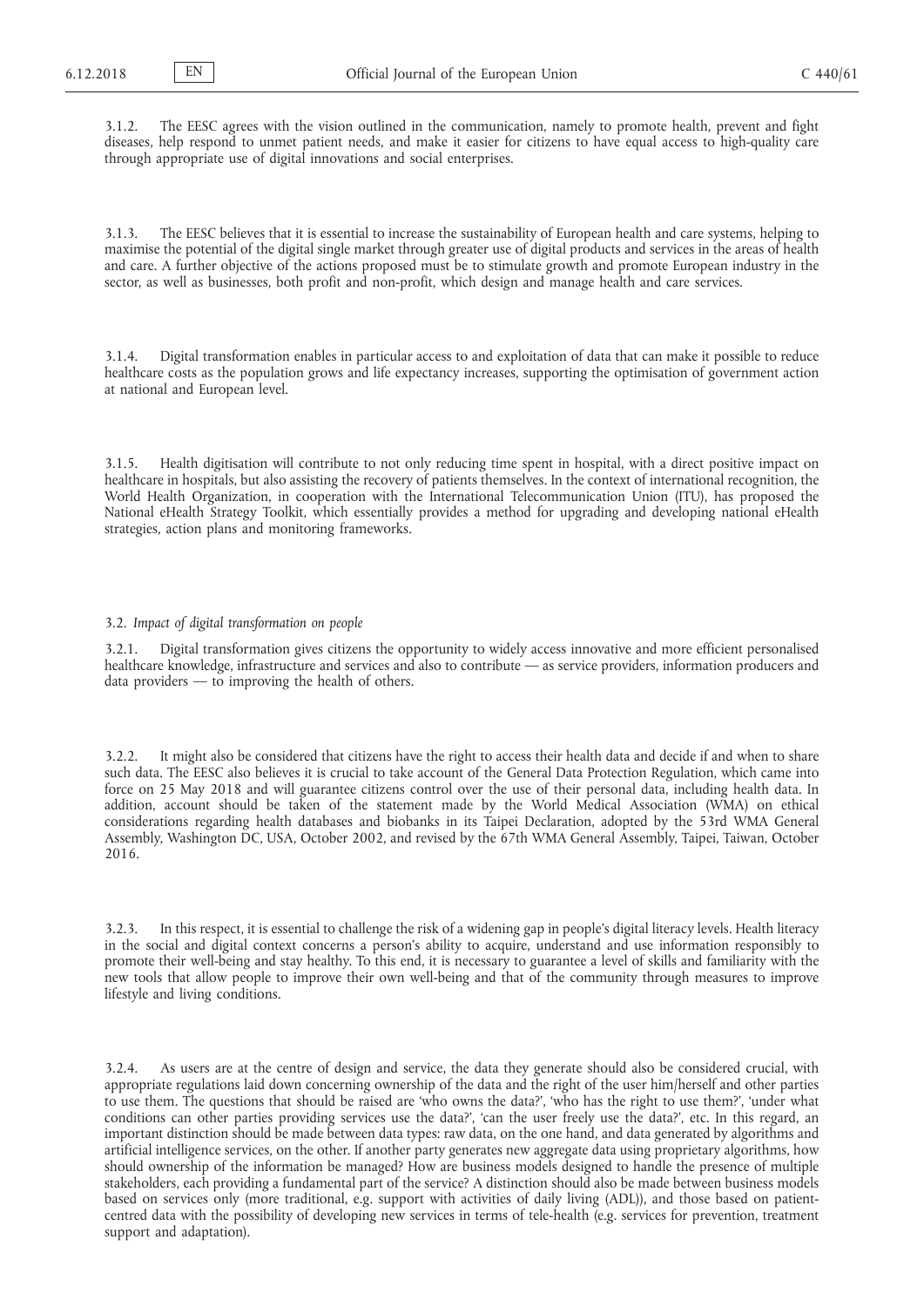3.1.2. The EESC agrees with the vision outlined in the communication, namely to promote health, prevent and fight diseases, help respond to unmet patient needs, and make it easier for citizens to have equal access to high-quality care through appropriate use of digital innovations and social enterprises.

3.1.3. The EESC believes that it is essential to increase the sustainability of European health and care systems, helping to maximise the potential of the digital single market through greater use of digital products and services in the areas of health and care. A further objective of the actions proposed must be to stimulate growth and promote European industry in the sector, as well as businesses, both profit and non-profit, which design and manage health and care services.

3.1.4. Digital transformation enables in particular access to and exploitation of data that can make it possible to reduce healthcare costs as the population grows and life expectancy increases, supporting the optimisation of government action at national and European level.

3.1.5. Health digitisation will contribute to not only reducing time spent in hospital, with a direct positive impact on healthcare in hospitals, but also assisting the recovery of patients themselves. In the context of international recognition, the World Health Organization, in cooperation with the International Telecommunication Union (ITU), has proposed the National eHealth Strategy Toolkit, which essentially provides a method for upgrading and developing national eHealth strategies, action plans and monitoring frameworks.

3.2. *Impact of digital transformation on people*

3.2.1. Digital transformation gives citizens the opportunity to widely access innovative and more efficient personalised healthcare knowledge, infrastructure and services and also to contribute — as service providers, information producers and data providers — to improving the health of others.

3.2.2. It might also be considered that citizens have the right to access their health data and decide if and when to share such data. The EESC also believes it is crucial to take account of the General Data Protection Regulation, which came into force on 25 May 2018 and will guarantee citizens control over the use of their personal data, including health data. In addition, account should be taken of the statement made by the World Medical Association (WMA) on ethical considerations regarding health databases and biobanks in its Taipei Declaration, adopted by the 53rd WMA General Assembly, Washington DC, USA, October 2002, and revised by the 67th WMA General Assembly, Taipei, Taiwan, October 2016.

3.2.3. In this respect, it is essential to challenge the risk of a widening gap in people's digital literacy levels. Health literacy in the social and digital context concerns a person's ability to acquire, understand and use information responsibly to promote their well-being and stay healthy. To this end, it is necessary to guarantee a level of skills and familiarity with the new tools that allow people to improve their own well-being and that of the community through measures to improve lifestyle and living conditions.

3.2.4. As users are at the centre of design and service, the data they generate should also be considered crucial, with appropriate regulations laid down concerning ownership of the data and the right of the user him/herself and other parties to use them. The questions that should be raised are 'who owns the data?', 'who has the right to use them?', 'under what conditions can other parties providing services use the data?', 'can the user freely use the data?', etc. In this regard, an important distinction should be made between data types: raw data, on the one hand, and data generated by algorithms and artificial intelligence services, on the other. If another party generates new aggregate data using proprietary algorithms, how should ownership of the information be managed? How are business models designed to handle the presence of multiple stakeholders, each providing a fundamental part of the service? A distinction should also be made between business models based on services only (more traditional, e.g. support with activities of daily living (ADL)), and those based on patient-centred data with the possibility of developing new services in terms of tele-health (e.g. services for prevention, treatment support and adaptation).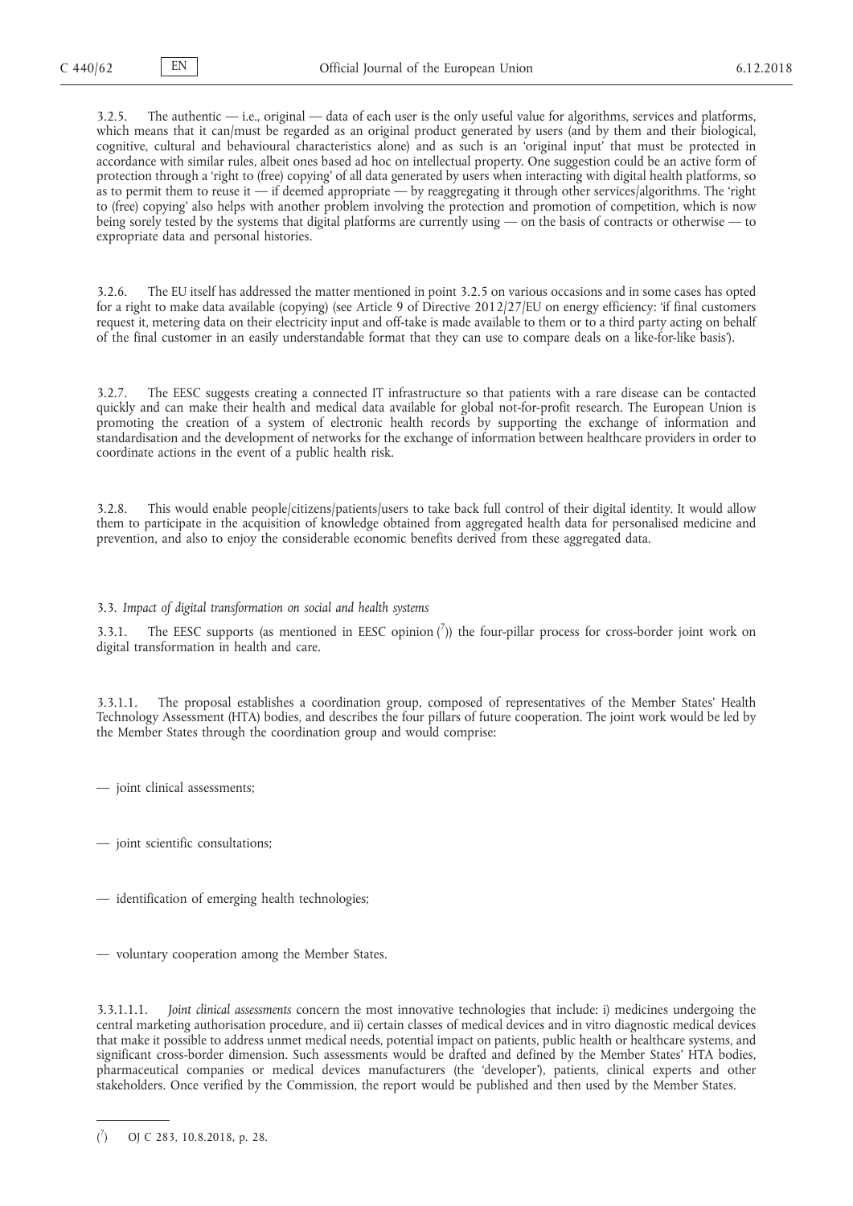3.2.5. The authentic — i.e., original — data of each user is the only useful value for algorithms, services and platforms, which means that it can/must be regarded as an original product generated by users (and by them and their biological, cognitive, cultural and behavioural characteristics alone) and as such is an 'original input' that must be protected in accordance with similar rules, albeit ones based ad hoc on intellectual property. One suggestion could be an active form of protection through a 'right to (free) copying' of all data generated by users when interacting with digital health platforms, so as to permit them to reuse it — if deemed appropriate — by reaggregating it through other services/algorithms. The 'right to (free) copying' also helps with another problem involving the protection and promotion of competition, which is now being sorely tested by the systems that digital platforms are currently using — on the basis of contracts or otherwise — to expropriate data and personal histories.

3.2.6. The EU itself has addressed the matter mentioned in point 3.2.5 on various occasions and in some cases has opted for a right to make data available (copying) (see Article 9 of Directive 2012/27/EU on energy efficiency: 'if final customers request it, metering data on their electricity input and off-take is made available to them or to a third party acting on behalf of the final customer in an easily understandable format that they can use to compare deals on a like-for-like basis').

3.2.7. The EESC suggests creating a connected IT infrastructure so that patients with a rare disease can be contacted quickly and can make their health and medical data available for global not-for-profit research. The European Union is promoting the creation of a system of electronic health records by supporting the exchange of information and standardisation and the development of networks for the exchange of information between healthcare providers in order to coordinate actions in the event of a public health risk.

3.2.8. This would enable people/citizens/patients/users to take back full control of their digital identity. It would allow them to participate in the acquisition of knowledge obtained from aggregated health data for personalised medicine and prevention, and also to enjoy the considerable economic benefits derived from these aggregated data.

3.3. *Impact of digital transformation on social and health systems*

3.3.1. The EESC supports (as mentioned in EESC opinion [7]) the four-pillar process for cross-border joint work on digital transformation in health and care.

3.3.1.1. The proposal establishes a coordination group, composed of representatives of the Member States' Health Technology Assessment (HTA) bodies, and describes the four pillars of future cooperation. The joint work would be led by the Member States through the coordination group and would comprise:

— joint clinical assessments;

— joint scientific consultations;

— identification of emerging health technologies;

— voluntary cooperation among the Member States.

3.3.1.1.1. *Joint clinical assessments* concern the most innovative technologies that include: i) medicines undergoing the central marketing authorisation procedure, and ii) certain classes of medical devices and in vitro diagnostic medical devices that make it possible to address unmet medical needs, potential impact on patients, public health or healthcare systems, and significant cross-border dimension. Such assessments would be drafted and defined by the Member States' HTA bodies, pharmaceutical companies or medical devices manufacturers (the 'developer'), patients, clinical experts and other stakeholders. Once verified by the Commission, the report would be published and then used by the Member States.

---

[7] OJ C 283, 10.8.2018, p. 28.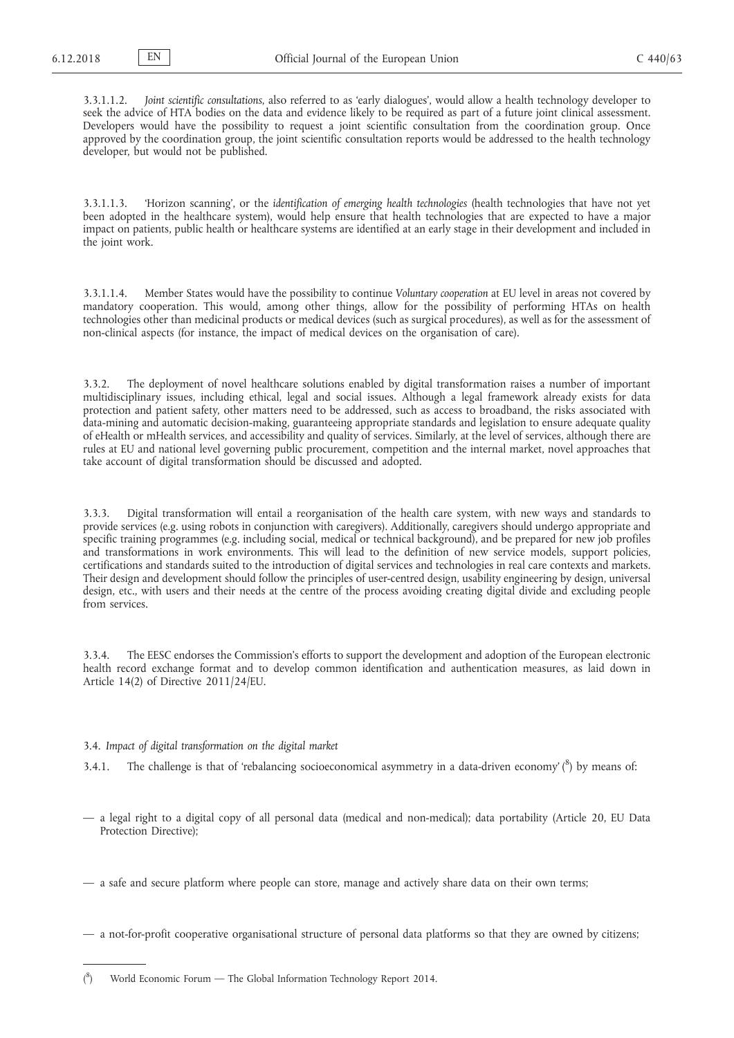3.3.1.1.2. *Joint scientific consultations*, also referred to as 'early dialogues', would allow a health technology developer to seek the advice of HTA bodies on the data and evidence likely to be required as part of a future joint clinical assessment. Developers would have the possibility to request a joint scientific consultation from the coordination group. Once approved by the coordination group, the joint scientific consultation reports would be addressed to the health technology developer, but would not be published.

3.3.1.1.3. 'Horizon scanning', or the *identification of emerging health technologies* (health technologies that have not yet been adopted in the healthcare system), would help ensure that health technologies that are expected to have a major impact on patients, public health or healthcare systems are identified at an early stage in their development and included in the joint work.

3.3.1.1.4. Member States would have the possibility to continue *Voluntary cooperation* at EU level in areas not covered by mandatory cooperation. This would, among other things, allow for the possibility of performing HTAs on health technologies other than medicinal products or medical devices (such as surgical procedures), as well as for the assessment of non-clinical aspects (for instance, the impact of medical devices on the organisation of care).

3.3.2. The deployment of novel healthcare solutions enabled by digital transformation raises a number of important multidisciplinary issues, including ethical, legal and social issues. Although a legal framework already exists for data protection and patient safety, other matters need to be addressed, such as access to broadband, the risks associated with data-mining and automatic decision-making, guaranteeing appropriate standards and legislation to ensure adequate quality of eHealth or mHealth services, and accessibility and quality of services. Similarly, at the level of services, although there are rules at EU and national level governing public procurement, competition and the internal market, novel approaches that take account of digital transformation should be discussed and adopted.

3.3.3. Digital transformation will entail a reorganisation of the health care system, with new ways and standards to provide services (e.g. using robots in conjunction with caregivers). Additionally, caregivers should undergo appropriate and specific training programmes (e.g. including social, medical or technical background), and be prepared for new job profiles and transformations in work environments. This will lead to the definition of new service models, support policies, certifications and standards suited to the introduction of digital services and technologies in real care contexts and markets. Their design and development should follow the principles of user-centred design, usability engineering by design, universal design, etc., with users and their needs at the centre of the process avoiding creating digital divide and excluding people from services.

3.3.4. The EESC endorses the Commission's efforts to support the development and adoption of the European electronic health record exchange format and to develop common identification and authentication measures, as laid down in Article 14(2) of Directive 2011/24/EU.

3.4. *Impact of digital transformation on the digital market*

3.4.1. The challenge is that of 'rebalancing socioeconomical asymmetry in a data-driven economy' ([8]) by means of:

— a legal right to a digital copy of all personal data (medical and non-medical); data portability (Article 20, EU Data Protection Directive);

— a safe and secure platform where people can store, manage and actively share data on their own terms;

— a not-for-profit cooperative organisational structure of personal data platforms so that they are owned by citizens;

---

([8]) World Economic Forum — The Global Information Technology Report 2014.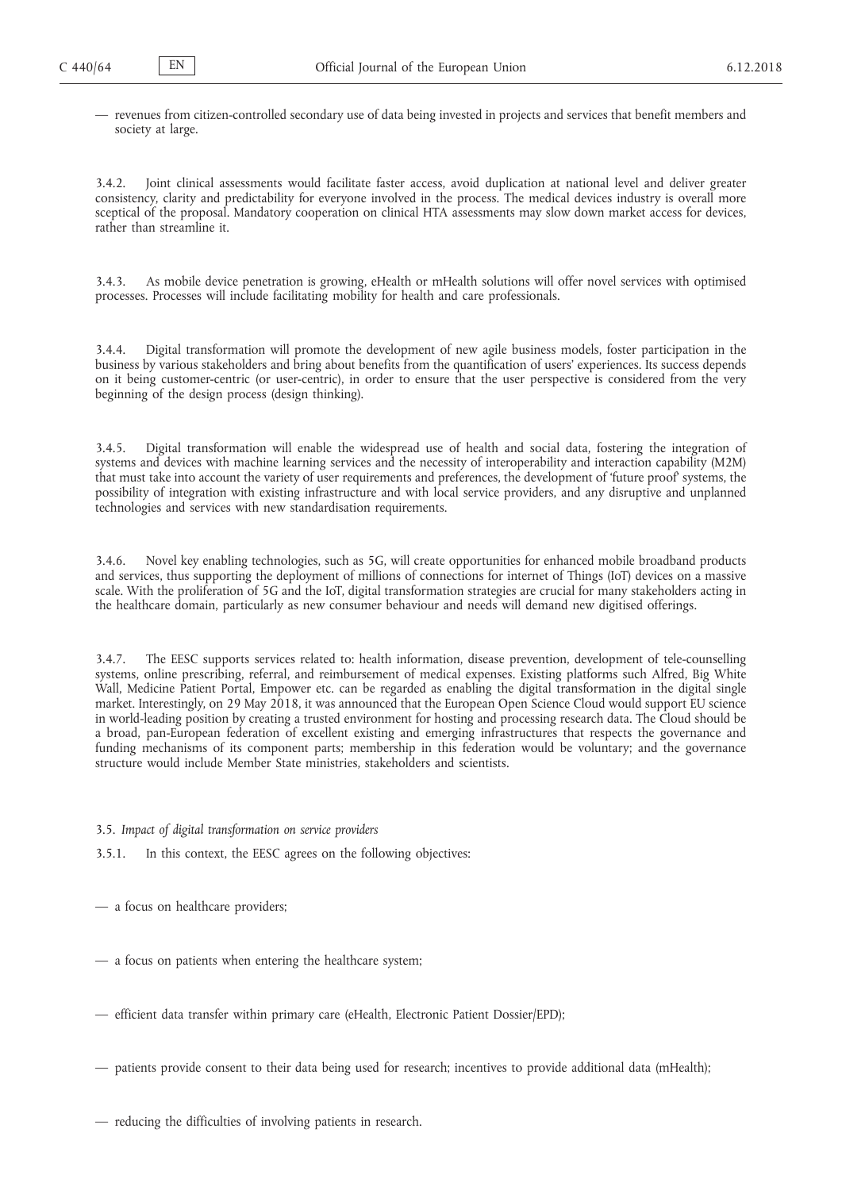— revenues from citizen-controlled secondary use of data being invested in projects and services that benefit members and society at large.

3.4.2. Joint clinical assessments would facilitate faster access, avoid duplication at national level and deliver greater consistency, clarity and predictability for everyone involved in the process. The medical devices industry is overall more sceptical of the proposal. Mandatory cooperation on clinical HTA assessments may slow down market access for devices, rather than streamline it.

3.4.3. As mobile device penetration is growing, eHealth or mHealth solutions will offer novel services with optimised processes. Processes will include facilitating mobility for health and care professionals.

3.4.4. Digital transformation will promote the development of new agile business models, foster participation in the business by various stakeholders and bring about benefits from the quantification of users' experiences. Its success depends on it being customer-centric (or user-centric), in order to ensure that the user perspective is considered from the very beginning of the design process (design thinking).

3.4.5. Digital transformation will enable the widespread use of health and social data, fostering the integration of systems and devices with machine learning services and the necessity of interoperability and interaction capability (M2M) that must take into account the variety of user requirements and preferences, the development of 'future proof' systems, the possibility of integration with existing infrastructure and with local service providers, and any disruptive and unplanned technologies and services with new standardisation requirements.

3.4.6. Novel key enabling technologies, such as 5G, will create opportunities for enhanced mobile broadband products and services, thus supporting the deployment of millions of connections for internet of Things (IoT) devices on a massive scale. With the proliferation of 5G and the IoT, digital transformation strategies are crucial for many stakeholders acting in the healthcare domain, particularly as new consumer behaviour and needs will demand new digitised offerings.

3.4.7. The EESC supports services related to: health information, disease prevention, development of tele-counselling systems, online prescribing, referral, and reimbursement of medical expenses. Existing platforms such Alfred, Big White Wall, Medicine Patient Portal, Empower etc. can be regarded as enabling the digital transformation in the digital single market. Interestingly, on 29 May 2018, it was announced that the European Open Science Cloud would support EU science in world-leading position by creating a trusted environment for hosting and processing research data. The Cloud should be a broad, pan-European federation of excellent existing and emerging infrastructures that respects the governance and funding mechanisms of its component parts; membership in this federation would be voluntary; and the governance structure would include Member State ministries, stakeholders and scientists.

3.5. *Impact of digital transformation on service providers*

3.5.1. In this context, the EESC agrees on the following objectives:

— a focus on healthcare providers;

— a focus on patients when entering the healthcare system;

— efficient data transfer within primary care (eHealth, Electronic Patient Dossier/EPD);

— patients provide consent to their data being used for research; incentives to provide additional data (mHealth);

— reducing the difficulties of involving patients in research.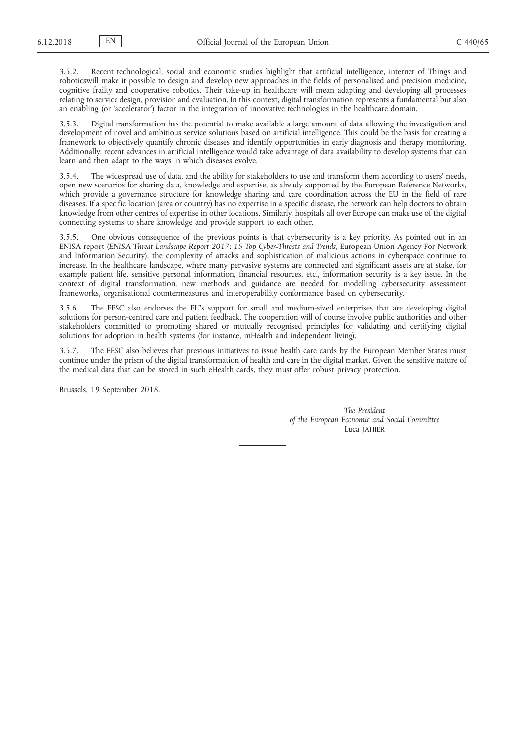3.5.2. Recent technological, social and economic studies highlight that artificial intelligence, internet of Things and roboticswill make it possible to design and develop new approaches in the fields of personalised and precision medicine, cognitive frailty and cooperative robotics. Their take-up in healthcare will mean adapting and developing all processes relating to service design, provision and evaluation. In this context, digital transformation represents a fundamental but also an enabling (or 'accelerator') factor in the integration of innovative technologies in the healthcare domain.

3.5.3. Digital transformation has the potential to make available a large amount of data allowing the investigation and development of novel and ambitious service solutions based on artificial intelligence. This could be the basis for creating a framework to objectively quantify chronic diseases and identify opportunities in early diagnosis and therapy monitoring. Additionally, recent advances in artificial intelligence would take advantage of data availability to develop systems that can learn and then adapt to the ways in which diseases evolve.

3.5.4. The widespread use of data, and the ability for stakeholders to use and transform them according to users' needs, open new scenarios for sharing data, knowledge and expertise, as already supported by the European Reference Networks, which provide a governance structure for knowledge sharing and care coordination across the EU in the field of rare diseases. If a specific location (area or country) has no expertise in a specific disease, the network can help doctors to obtain knowledge from other centres of expertise in other locations. Similarly, hospitals all over Europe can make use of the digital connecting systems to share knowledge and provide support to each other.

3.5.5. One obvious consequence of the previous points is that cybersecurity is a key priority. As pointed out in an ENISA report (*ENISA Threat Landscape Report 2017: 15 Top Cyber-Threats and Trends*, European Union Agency For Network and Information Security), the complexity of attacks and sophistication of malicious actions in cyberspace continue to increase. In the healthcare landscape, where many pervasive systems are connected and significant assets are at stake, for example patient life, sensitive personal information, financial resources, etc., information security is a key issue. In the context of digital transformation, new methods and guidance are needed for modelling cybersecurity assessment frameworks, organisational countermeasures and interoperability conformance based on cybersecurity.

3.5.6. The EESC also endorses the EU's support for small and medium-sized enterprises that are developing digital solutions for person-centred care and patient feedback. The cooperation will of course involve public authorities and other stakeholders committed to promoting shared or mutually recognised principles for validating and certifying digital solutions for adoption in health systems (for instance, mHealth and independent living).

3.5.7. The EESC also believes that previous initiatives to issue health care cards by the European Member States must continue under the prism of the digital transformation of health and care in the digital market. Given the sensitive nature of the medical data that can be stored in such eHealth cards, they must offer robust privacy protection.

Brussels, 19 September 2018.

*The President*
*of the European Economic and Social Committee*
Luca JAHIER